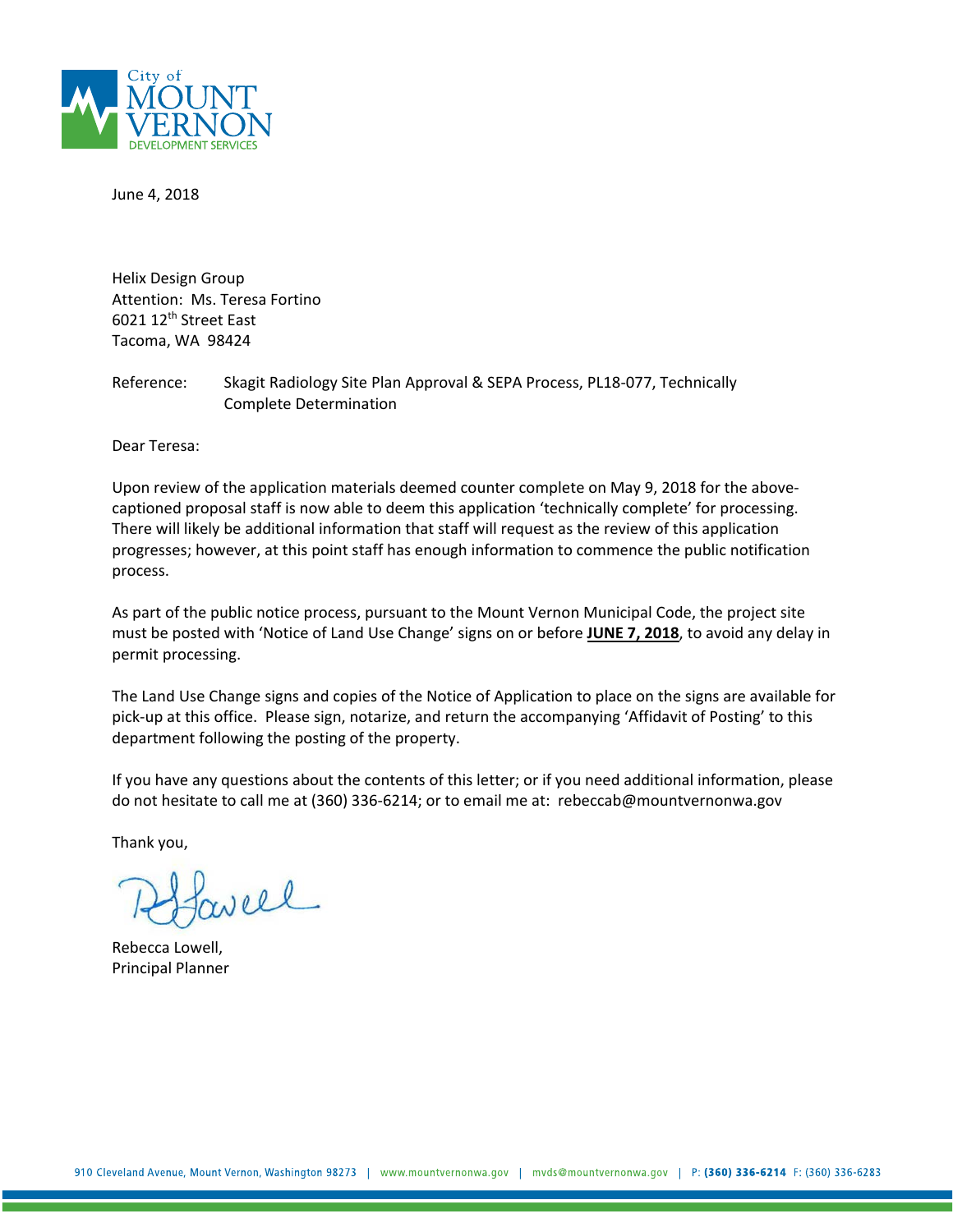City of
MOUNT
VERNON
DEVELOPMENT SERVICES

June 4, 2018

Helix Design Group
Attention: Ms. Teresa Fortino
6021 12th Street East
Tacoma, WA 98424

Reference: Skagit Radiology Site Plan Approval & SEPA Process, PL18-077, Technically Complete Determination

Dear Teresa:

Upon review of the application materials deemed counter complete on May 9, 2018 for the above-captioned proposal staff is now able to deem this application 'technically complete' for processing. There will likely be additional information that staff will request as the review of this application progresses; however, at this point staff has enough information to commence the public notification process.

As part of the public notice process, pursuant to the Mount Vernon Municipal Code, the project site must be posted with 'Notice of Land Use Change' signs on or before **JUNE 7, 2018**, to avoid any delay in permit processing.

The Land Use Change signs and copies of the Notice of Application to place on the signs are available for pick-up at this office. Please sign, notarize, and return the accompanying 'Affidavit of Posting' to this department following the posting of the property.

If you have any questions about the contents of this letter; or if you need additional information, please do not hesitate to call me at (360) 336-6214; or to email me at: rebeccab@mountvernonwa.gov

Thank you,

Rebecca Lowell,
Principal Planner

910 Cleveland Avenue, Mount Vernon, Washington 98273 | www.mountvernonwa.gov | mvds@mountvernonwa.gov | P: (360) 336-6214 F: (360) 336-6283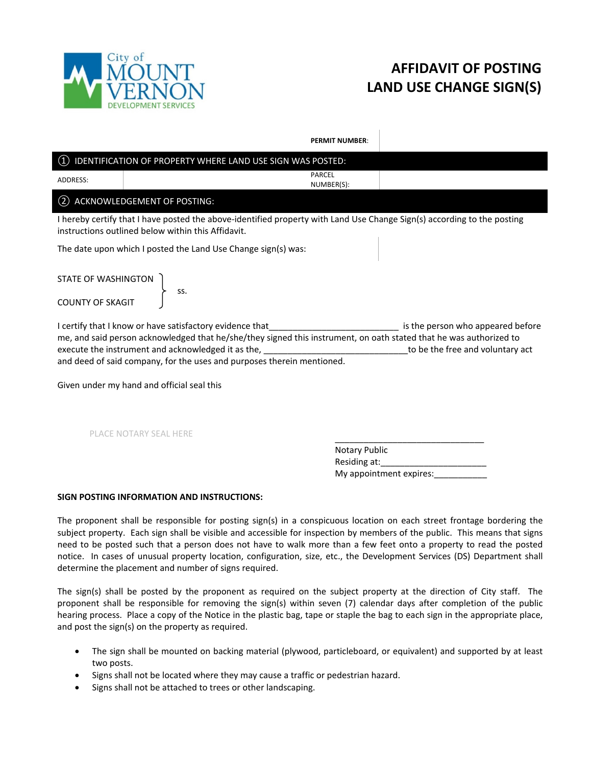City of MOUNT VERNON DEVELOPMENT SERVICES

# AFFIDAVIT OF POSTING LAND USE CHANGE SIGN(S)

| | **PERMIT NUMBER**: | |
|---|---|---|

## ① IDENTIFICATION OF PROPERTY WHERE LAND USE SIGN WAS POSTED:

| ADDRESS: | | PARCEL NUMBER(S): | |
|---|---|---|---|

## ② ACKNOWLEDGEMENT OF POSTING:

I hereby certify that I have posted the above-identified property with Land Use Change Sign(s) according to the posting instructions outlined below within this Affidavit.

The date upon which I posted the Land Use Change sign(s) was:

STATE OF WASHINGTON
} ss.
COUNTY OF SKAGIT

I certify that I know or have satisfactory evidence that___________________________ is the person who appeared before me, and said person acknowledged that he/she/they signed this instrument, on oath stated that he was authorized to execute the instrument and acknowledged it as the, ______________________________to be the free and voluntary act and deed of said company, for the uses and purposes therein mentioned.

Given under my hand and official seal this

PLACE NOTARY SEAL HERE

________________________________
Notary Public
Residing at:______________________
My appointment expires:___________

**SIGN POSTING INFORMATION AND INSTRUCTIONS:**

The proponent shall be responsible for posting sign(s) in a conspicuous location on each street frontage bordering the subject property. Each sign shall be visible and accessible for inspection by members of the public. This means that signs need to be posted such that a person does not have to walk more than a few feet onto a property to read the posted notice. In cases of unusual property location, configuration, size, etc., the Development Services (DS) Department shall determine the placement and number of signs required.

The sign(s) shall be posted by the proponent as required on the subject property at the direction of City staff. The proponent shall be responsible for removing the sign(s) within seven (7) calendar days after completion of the public hearing process. Place a copy of the Notice in the plastic bag, tape or staple the bag to each sign in the appropriate place, and post the sign(s) on the property as required.

- The sign shall be mounted on backing material (plywood, particleboard, or equivalent) and supported by at least two posts.
- Signs shall not be located where they may cause a traffic or pedestrian hazard.
- Signs shall not be attached to trees or other landscaping.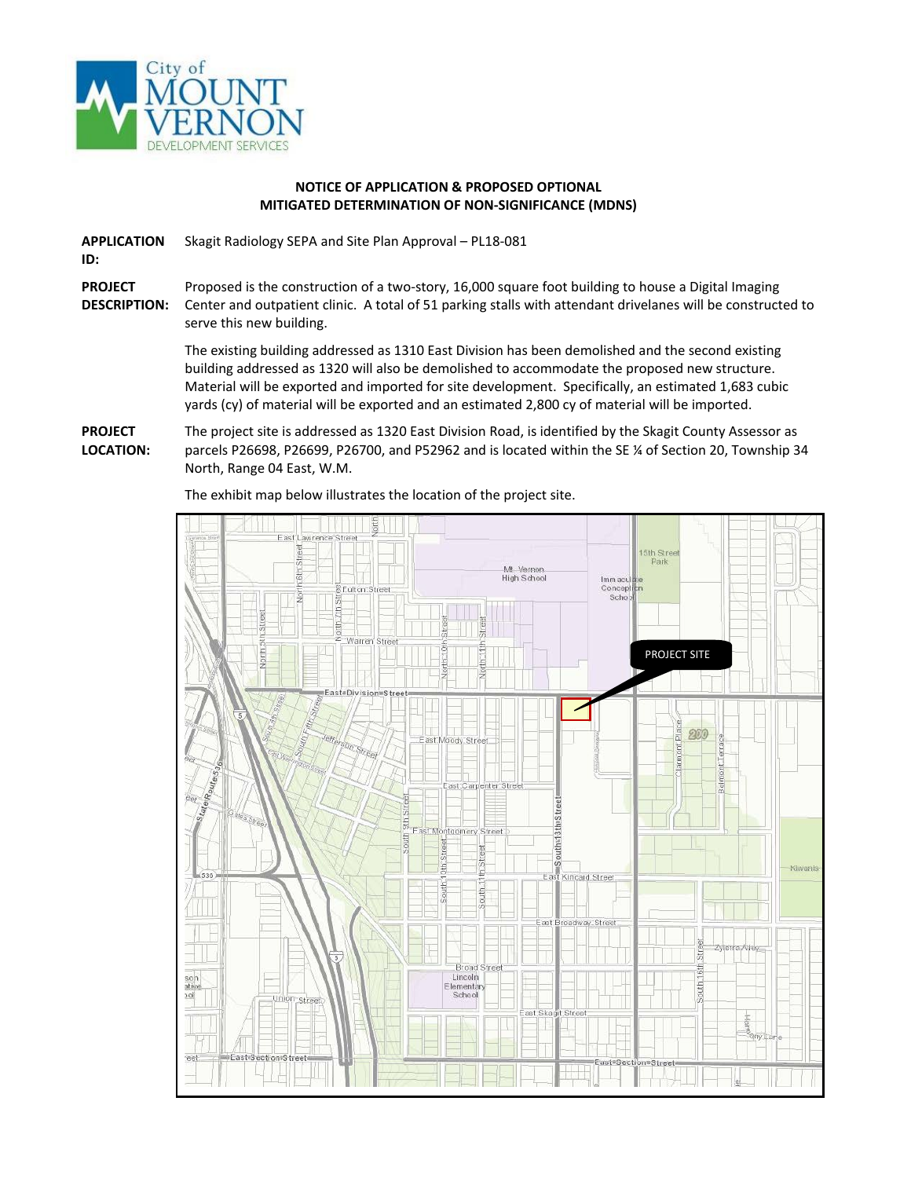# NOTICE OF APPLICATION & PROPOSED OPTIONAL MITIGATED DETERMINATION OF NON-SIGNIFICANCE (MDNS)

**APPLICATION ID:** Skagit Radiology SEPA and Site Plan Approval – PL18-081

**PROJECT DESCRIPTION:** Proposed is the construction of a two-story, 16,000 square foot building to house a Digital Imaging Center and outpatient clinic. A total of 51 parking stalls with attendant drivelanes will be constructed to serve this new building.

The existing building addressed as 1310 East Division has been demolished and the second existing building addressed as 1320 will also be demolished to accommodate the proposed new structure. Material will be exported and imported for site development. Specifically, an estimated 1,683 cubic yards (cy) of material will be exported and an estimated 2,800 cy of material will be imported.

**PROJECT LOCATION:** The project site is addressed as 1320 East Division Road, is identified by the Skagit County Assessor as parcels P26698, P26699, P26700, and P52962 and is located within the SE ¼ of Section 20, Township 34 North, Range 04 East, W.M.

The exhibit map below illustrates the location of the project site.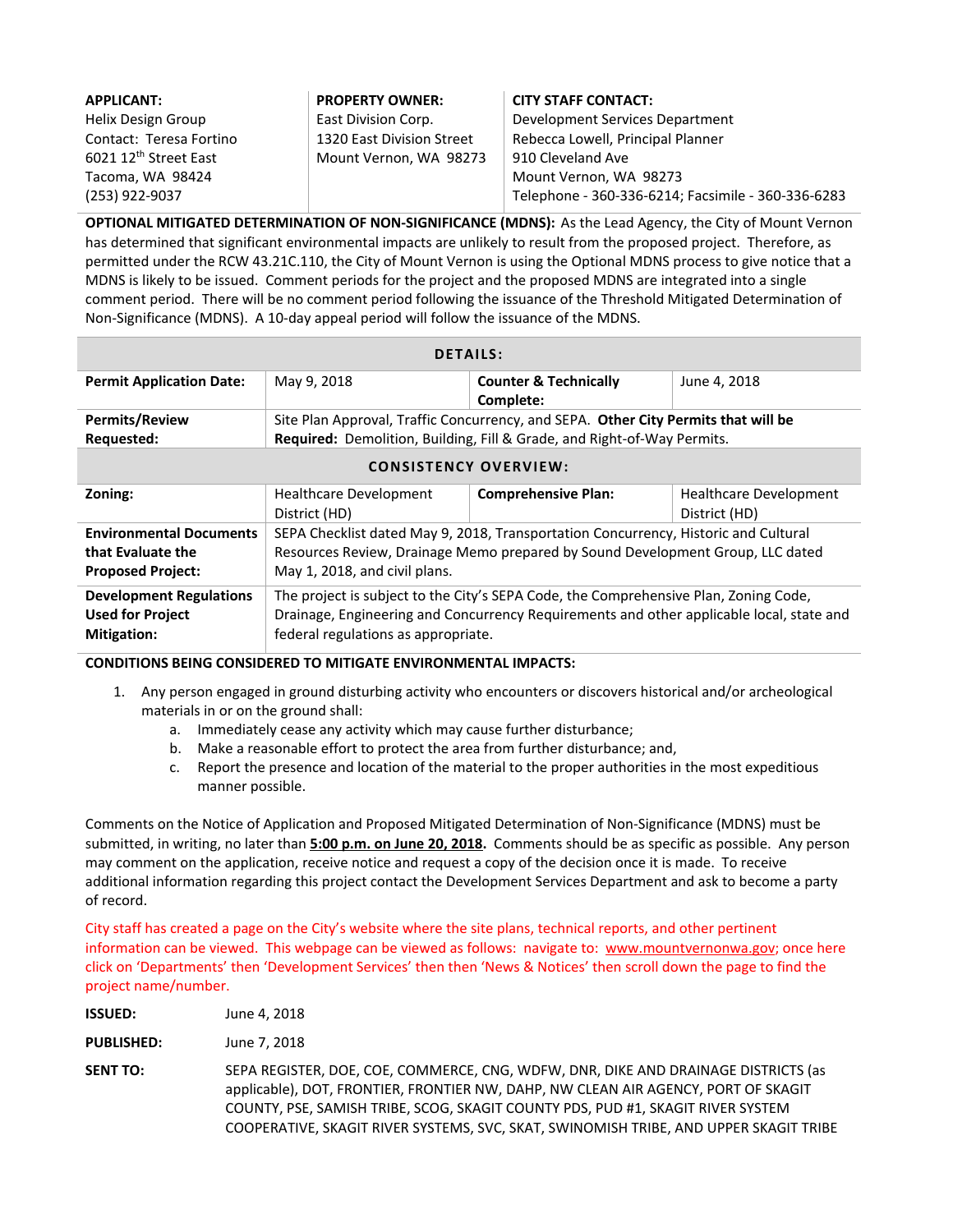| APPLICANT: | PROPERTY OWNER: | CITY STAFF CONTACT: |
|---|---|---|
| Helix Design Group<br>Contact: Teresa Fortino<br>6021 12th Street East<br>Tacoma, WA 98424<br>(253) 922-9037 | East Division Corp.<br>1320 East Division Street<br>Mount Vernon, WA 98273 | Development Services Department<br>Rebecca Lowell, Principal Planner<br>910 Cleveland Ave<br>Mount Vernon, WA 98273<br>Telephone - 360-336-6214; Facsimile - 360-336-6283 |

**OPTIONAL MITIGATED DETERMINATION OF NON-SIGNIFICANCE (MDNS):** As the Lead Agency, the City of Mount Vernon has determined that significant environmental impacts are unlikely to result from the proposed project. Therefore, as permitted under the RCW 43.21C.110, the City of Mount Vernon is using the Optional MDNS process to give notice that a MDNS is likely to be issued. Comment periods for the project and the proposed MDNS are integrated into a single comment period. There will be no comment period following the issuance of the Threshold Mitigated Determination of Non-Significance (MDNS). A 10-day appeal period will follow the issuance of the MDNS.

| DETAILS: | | | |
|---|---|---|---|
| **Permit Application Date:** | May 9, 2018 | **Counter & Technically Complete:** | June 4, 2018 |
| **Permits/Review Requested:** | Site Plan Approval, Traffic Concurrency, and SEPA. **Other City Permits that will be Required:** Demolition, Building, Fill & Grade, and Right-of-Way Permits. | | |
| **CONSISTENCY OVERVIEW:** | | | |
| **Zoning:** | Healthcare Development District (HD) | **Comprehensive Plan:** | Healthcare Development District (HD) |
| **Environmental Documents that Evaluate the Proposed Project:** | SEPA Checklist dated May 9, 2018, Transportation Concurrency, Historic and Cultural Resources Review, Drainage Memo prepared by Sound Development Group, LLC dated May 1, 2018, and civil plans. | | |
| **Development Regulations Used for Project Mitigation:** | The project is subject to the City's SEPA Code, the Comprehensive Plan, Zoning Code, Drainage, Engineering and Concurrency Requirements and other applicable local, state and federal regulations as appropriate. | | |

**CONDITIONS BEING CONSIDERED TO MITIGATE ENVIRONMENTAL IMPACTS:**

1. Any person engaged in ground disturbing activity who encounters or discovers historical and/or archeological materials in or on the ground shall:
   a. Immediately cease any activity which may cause further disturbance;
   b. Make a reasonable effort to protect the area from further disturbance; and,
   c. Report the presence and location of the material to the proper authorities in the most expeditious manner possible.

Comments on the Notice of Application and Proposed Mitigated Determination of Non-Significance (MDNS) must be submitted, in writing, no later than **5:00 p.m. on June 20, 2018.** Comments should be as specific as possible. Any person may comment on the application, receive notice and request a copy of the decision once it is made. To receive additional information regarding this project contact the Development Services Department and ask to become a party of record.

City staff has created a page on the City's website where the site plans, technical reports, and other pertinent information can be viewed. This webpage can be viewed as follows: navigate to: www.mountvernonwa.gov; once here click on 'Departments' then 'Development Services' then then 'News & Notices' then scroll down the page to find the project name/number.

**ISSUED:** June 4, 2018

**PUBLISHED:** June 7, 2018

**SENT TO:** SEPA REGISTER, DOE, COE, COMMERCE, CNG, WDFW, DNR, DIKE AND DRAINAGE DISTRICTS (as applicable), DOT, FRONTIER, FRONTIER NW, DAHP, NW CLEAN AIR AGENCY, PORT OF SKAGIT COUNTY, PSE, SAMISH TRIBE, SCOG, SKAGIT COUNTY PDS, PUD #1, SKAGIT RIVER SYSTEM COOPERATIVE, SKAGIT RIVER SYSTEMS, SVC, SKAT, SWINOMISH TRIBE, AND UPPER SKAGIT TRIBE